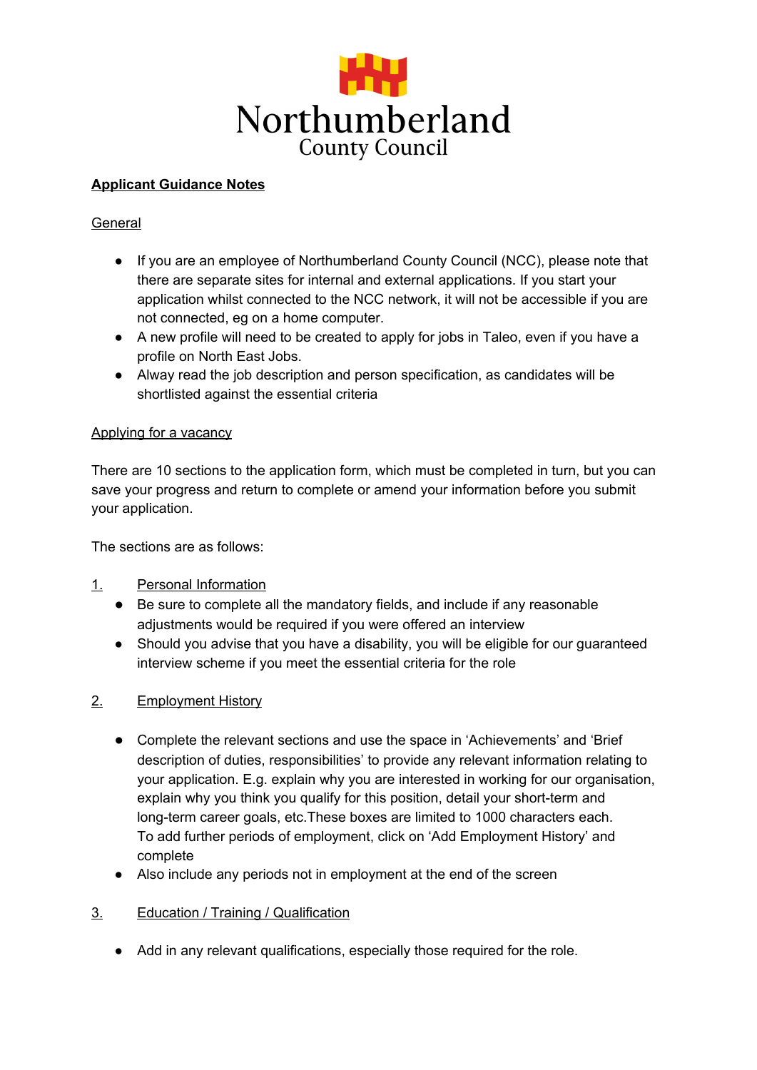Northumberland
County Council

**Applicant Guidance Notes**

General

- If you are an employee of Northumberland County Council (NCC), please note that there are separate sites for internal and external applications. If you start your application whilst connected to the NCC network, it will not be accessible if you are not connected, eg on a home computer.
- A new profile will need to be created to apply for jobs in Taleo, even if you have a profile on North East Jobs.
- Alway read the job description and person specification, as candidates will be shortlisted against the essential criteria

Applying for a vacancy

There are 10 sections to the application form, which must be completed in turn, but you can save your progress and return to complete or amend your information before you submit your application.

The sections are as follows:

1. Personal Information
   - Be sure to complete all the mandatory fields, and include if any reasonable adjustments would be required if you were offered an interview
   - Should you advise that you have a disability, you will be eligible for our guaranteed interview scheme if you meet the essential criteria for the role

2. Employment History
   - Complete the relevant sections and use the space in 'Achievements' and 'Brief description of duties, responsibilities' to provide any relevant information relating to your application. E.g. explain why you are interested in working for our organisation, explain why you think you qualify for this position, detail your short-term and long-term career goals, etc.These boxes are limited to 1000 characters each. To add further periods of employment, click on 'Add Employment History' and complete
   - Also include any periods not in employment at the end of the screen

3. Education / Training / Qualification
   - Add in any relevant qualifications, especially those required for the role.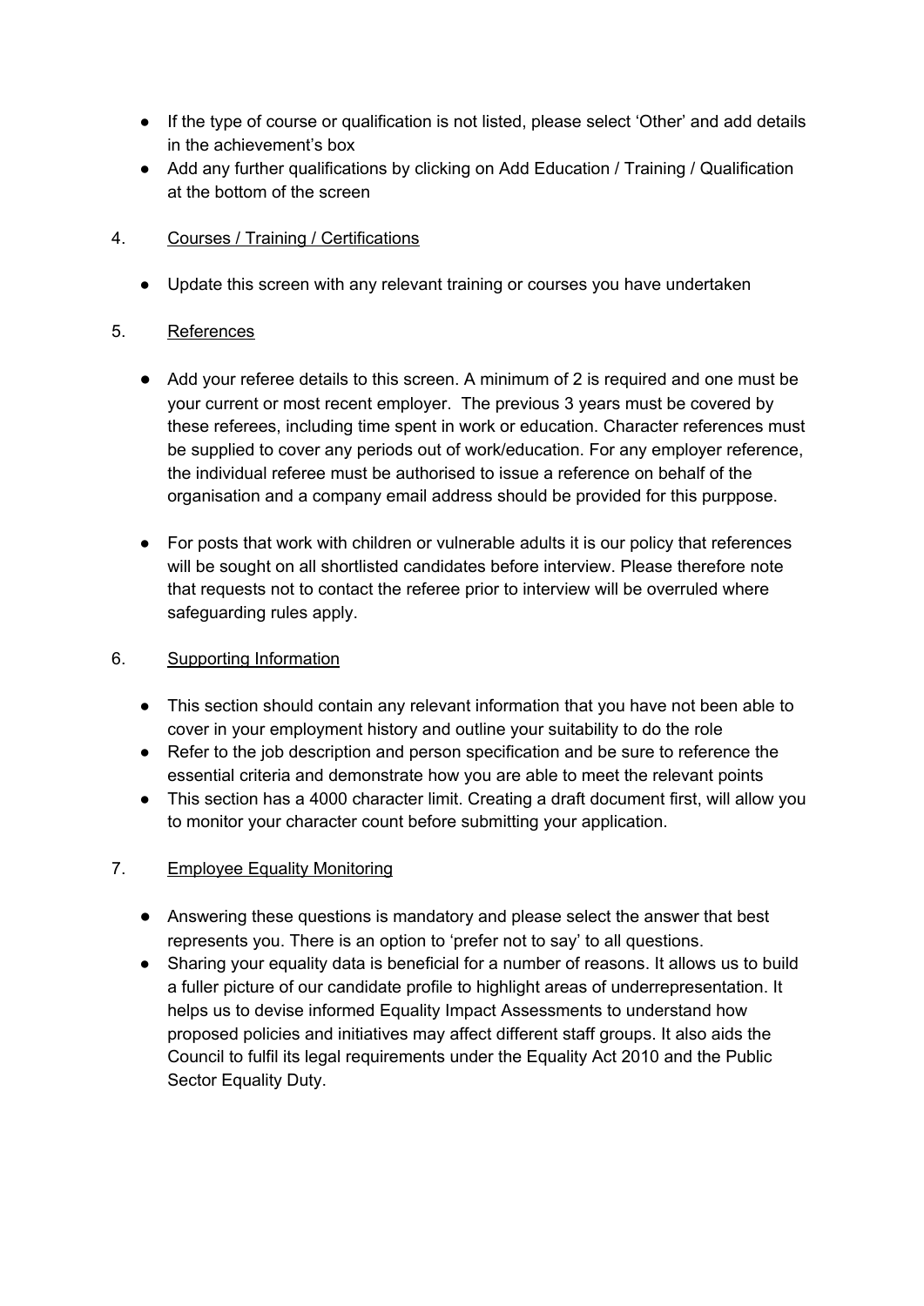- If the type of course or qualification is not listed, please select 'Other' and add details in the achievement's box
- Add any further qualifications by clicking on Add Education / Training / Qualification at the bottom of the screen

4. <u>Courses / Training / Certifications</u>

   - Update this screen with any relevant training or courses you have undertaken

5. <u>References</u>

   - Add your referee details to this screen. A minimum of 2 is required and one must be your current or most recent employer.  The previous 3 years must be covered by these referees, including time spent in work or education. Character references must be supplied to cover any periods out of work/education. For any employer reference, the individual referee must be authorised to issue a reference on behalf of the organisation and a company email address should be provided for this purppose.

   - For posts that work with children or vulnerable adults it is our policy that references will be sought on all shortlisted candidates before interview. Please therefore note that requests not to contact the referee prior to interview will be overruled where safeguarding rules apply.

6. <u>Supporting Information</u>

   - This section should contain any relevant information that you have not been able to cover in your employment history and outline your suitability to do the role
   - Refer to the job description and person specification and be sure to reference the essential criteria and demonstrate how you are able to meet the relevant points
   - This section has a 4000 character limit. Creating a draft document first, will allow you to monitor your character count before submitting your application.

7. <u>Employee Equality Monitoring</u>

   - Answering these questions is mandatory and please select the answer that best represents you. There is an option to 'prefer not to say' to all questions.
   - Sharing your equality data is beneficial for a number of reasons. It allows us to build a fuller picture of our candidate profile to highlight areas of underrepresentation. It helps us to devise informed Equality Impact Assessments to understand how proposed policies and initiatives may affect different staff groups. It also aids the Council to fulfil its legal requirements under the Equality Act 2010 and the Public Sector Equality Duty.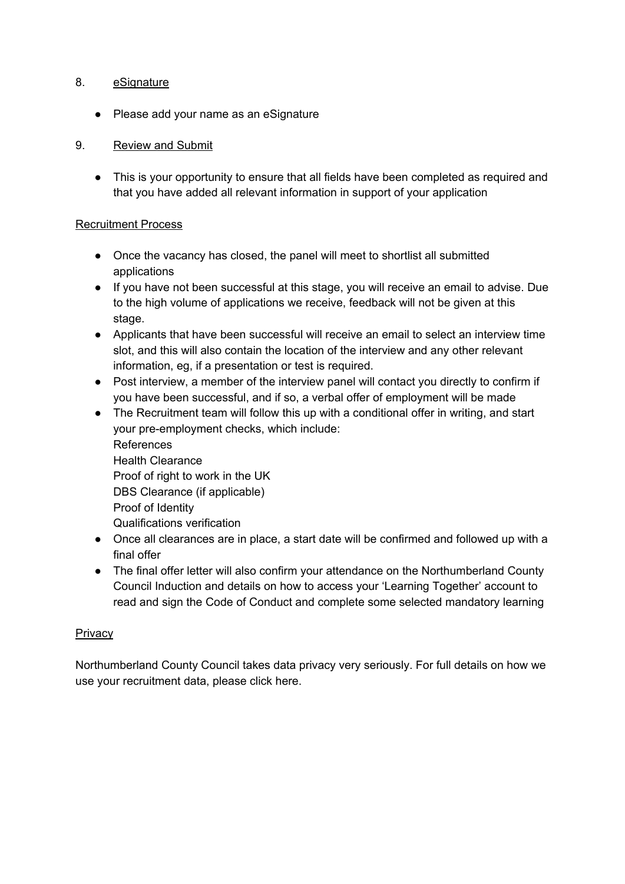8. eSignature

- Please add your name as an eSignature

9. Review and Submit

- This is your opportunity to ensure that all fields have been completed as required and that you have added all relevant information in support of your application

## Recruitment Process

- Once the vacancy has closed, the panel will meet to shortlist all submitted applications
- If you have not been successful at this stage, you will receive an email to advise. Due to the high volume of applications we receive, feedback will not be given at this stage.
- Applicants that have been successful will receive an email to select an interview time slot, and this will also contain the location of the interview and any other relevant information, eg, if a presentation or test is required.
- Post interview, a member of the interview panel will contact you directly to confirm if you have been successful, and if so, a verbal offer of employment will be made
- The Recruitment team will follow this up with a conditional offer in writing, and start your pre-employment checks, which include:
  References
  Health Clearance
  Proof of right to work in the UK
  DBS Clearance (if applicable)
  Proof of Identity
  Qualifications verification
- Once all clearances are in place, a start date will be confirmed and followed up with a final offer
- The final offer letter will also confirm your attendance on the Northumberland County Council Induction and details on how to access your 'Learning Together' account to read and sign the Code of Conduct and complete some selected mandatory learning

## Privacy

Northumberland County Council takes data privacy very seriously. For full details on how we use your recruitment data, please click here.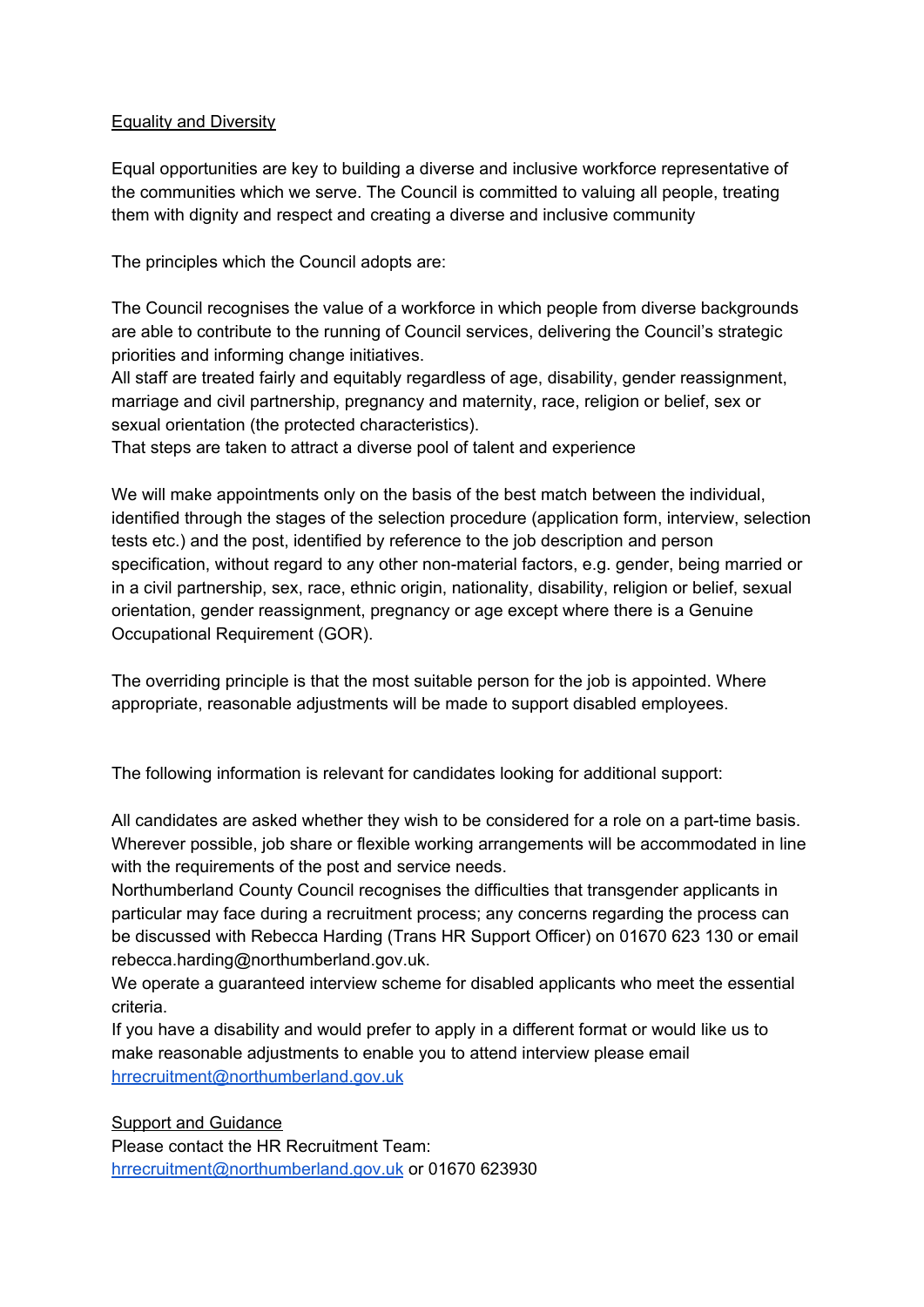## Equality and Diversity

Equal opportunities are key to building a diverse and inclusive workforce representative of the communities which we serve. The Council is committed to valuing all people, treating them with dignity and respect and creating a diverse and inclusive community

The principles which the Council adopts are:

The Council recognises the value of a workforce in which people from diverse backgrounds are able to contribute to the running of Council services, delivering the Council's strategic priorities and informing change initiatives.
All staff are treated fairly and equitably regardless of age, disability, gender reassignment, marriage and civil partnership, pregnancy and maternity, race, religion or belief, sex or sexual orientation (the protected characteristics).
That steps are taken to attract a diverse pool of talent and experience

We will make appointments only on the basis of the best match between the individual, identified through the stages of the selection procedure (application form, interview, selection tests etc.) and the post, identified by reference to the job description and person specification, without regard to any other non-material factors, e.g. gender, being married or in a civil partnership, sex, race, ethnic origin, nationality, disability, religion or belief, sexual orientation, gender reassignment, pregnancy or age except where there is a Genuine Occupational Requirement (GOR).

The overriding principle is that the most suitable person for the job is appointed. Where appropriate, reasonable adjustments will be made to support disabled employees.

The following information is relevant for candidates looking for additional support:

All candidates are asked whether they wish to be considered for a role on a part-time basis. Wherever possible, job share or flexible working arrangements will be accommodated in line with the requirements of the post and service needs.
Northumberland County Council recognises the difficulties that transgender applicants in particular may face during a recruitment process; any concerns regarding the process can be discussed with Rebecca Harding (Trans HR Support Officer) on 01670 623 130 or email rebecca.harding@northumberland.gov.uk.
We operate a guaranteed interview scheme for disabled applicants who meet the essential criteria.
If you have a disability and would prefer to apply in a different format or would like us to make reasonable adjustments to enable you to attend interview please email hrrecruitment@northumberland.gov.uk

## Support and Guidance

Please contact the HR Recruitment Team:
hrrecruitment@northumberland.gov.uk or 01670 623930